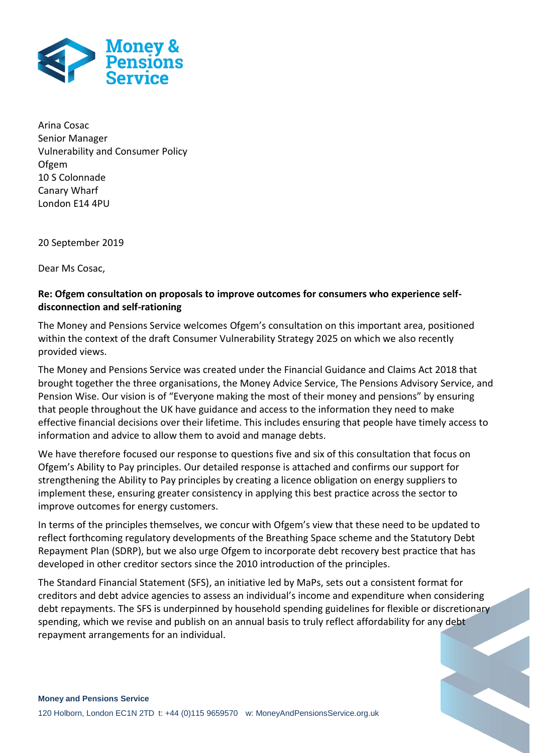Arina Cosac
Senior Manager
Vulnerability and Consumer Policy
Ofgem
10 S Colonnade
Canary Wharf
London E14 4PU

20 September 2019

Dear Ms Cosac,

**Re: Ofgem consultation on proposals to improve outcomes for consumers who experience self-disconnection and self-rationing**

The Money and Pensions Service welcomes Ofgem's consultation on this important area, positioned within the context of the draft Consumer Vulnerability Strategy 2025 on which we also recently provided views.

The Money and Pensions Service was created under the Financial Guidance and Claims Act 2018 that brought together the three organisations, the Money Advice Service, The Pensions Advisory Service, and Pension Wise. Our vision is of "Everyone making the most of their money and pensions" by ensuring that people throughout the UK have guidance and access to the information they need to make effective financial decisions over their lifetime. This includes ensuring that people have timely access to information and advice to allow them to avoid and manage debts.

We have therefore focused our response to questions five and six of this consultation that focus on Ofgem's Ability to Pay principles. Our detailed response is attached and confirms our support for strengthening the Ability to Pay principles by creating a licence obligation on energy suppliers to implement these, ensuring greater consistency in applying this best practice across the sector to improve outcomes for energy customers.

In terms of the principles themselves, we concur with Ofgem's view that these need to be updated to reflect forthcoming regulatory developments of the Breathing Space scheme and the Statutory Debt Repayment Plan (SDRP), but we also urge Ofgem to incorporate debt recovery best practice that has developed in other creditor sectors since the 2010 introduction of the principles.

The Standard Financial Statement (SFS), an initiative led by MaPs, sets out a consistent format for creditors and debt advice agencies to assess an individual's income and expenditure when considering debt repayments. The SFS is underpinned by household spending guidelines for flexible or discretionary spending, which we revise and publish on an annual basis to truly reflect affordability for any debt repayment arrangements for an individual.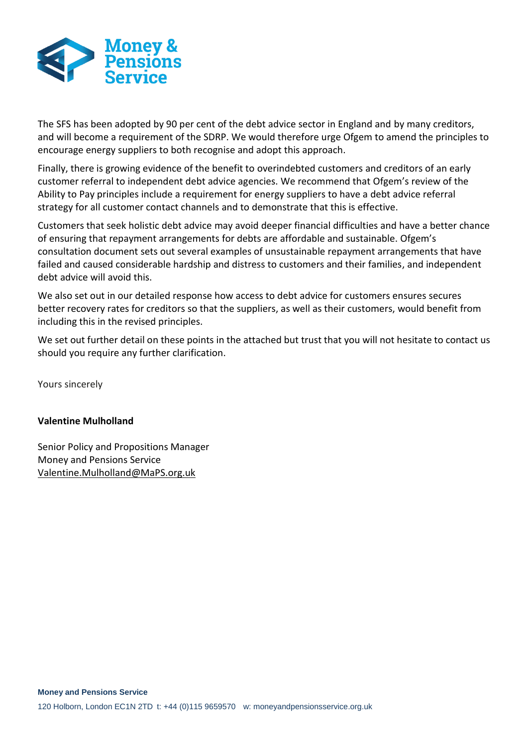The SFS has been adopted by 90 per cent of the debt advice sector in England and by many creditors, and will become a requirement of the SDRP. We would therefore urge Ofgem to amend the principles to encourage energy suppliers to both recognise and adopt this approach.

Finally, there is growing evidence of the benefit to overindebted customers and creditors of an early customer referral to independent debt advice agencies. We recommend that Ofgem's review of the Ability to Pay principles include a requirement for energy suppliers to have a debt advice referral strategy for all customer contact channels and to demonstrate that this is effective.

Customers that seek holistic debt advice may avoid deeper financial difficulties and have a better chance of ensuring that repayment arrangements for debts are affordable and sustainable. Ofgem's consultation document sets out several examples of unsustainable repayment arrangements that have failed and caused considerable hardship and distress to customers and their families, and independent debt advice will avoid this.

We also set out in our detailed response how access to debt advice for customers ensures secures better recovery rates for creditors so that the suppliers, as well as their customers, would benefit from including this in the revised principles.

We set out further detail on these points in the attached but trust that you will not hesitate to contact us should you require any further clarification.

Yours sincerely

**Valentine Mulholland**

Senior Policy and Propositions Manager
Money and Pensions Service
Valentine.Mulholland@MaPS.org.uk

**Money and Pensions Service**

120 Holborn, London EC1N 2TD t: +44 (0)115 9659570 w: moneyandpensionsservice.org.uk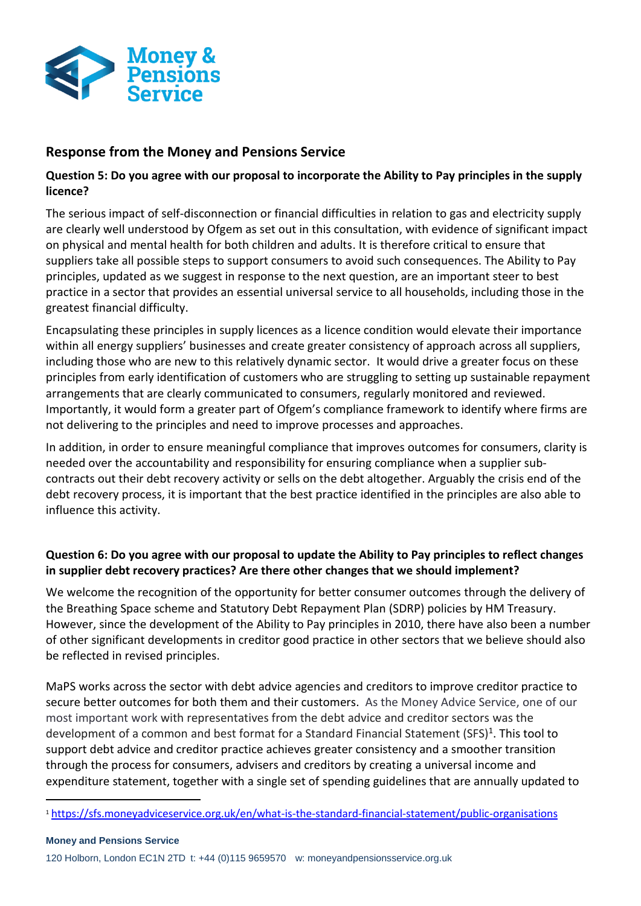## Response from the Money and Pensions Service

### Question 5: Do you agree with our proposal to incorporate the Ability to Pay principles in the supply licence?

The serious impact of self-disconnection or financial difficulties in relation to gas and electricity supply are clearly well understood by Ofgem as set out in this consultation, with evidence of significant impact on physical and mental health for both children and adults. It is therefore critical to ensure that suppliers take all possible steps to support consumers to avoid such consequences. The Ability to Pay principles, updated as we suggest in response to the next question, are an important steer to best practice in a sector that provides an essential universal service to all households, including those in the greatest financial difficulty.

Encapsulating these principles in supply licences as a licence condition would elevate their importance within all energy suppliers' businesses and create greater consistency of approach across all suppliers, including those who are new to this relatively dynamic sector. It would drive a greater focus on these principles from early identification of customers who are struggling to setting up sustainable repayment arrangements that are clearly communicated to consumers, regularly monitored and reviewed. Importantly, it would form a greater part of Ofgem's compliance framework to identify where firms are not delivering to the principles and need to improve processes and approaches.

In addition, in order to ensure meaningful compliance that improves outcomes for consumers, clarity is needed over the accountability and responsibility for ensuring compliance when a supplier sub-contracts out their debt recovery activity or sells on the debt altogether. Arguably the crisis end of the debt recovery process, it is important that the best practice identified in the principles are also able to influence this activity.

### Question 6: Do you agree with our proposal to update the Ability to Pay principles to reflect changes in supplier debt recovery practices? Are there other changes that we should implement?

We welcome the recognition of the opportunity for better consumer outcomes through the delivery of the Breathing Space scheme and Statutory Debt Repayment Plan (SDRP) policies by HM Treasury. However, since the development of the Ability to Pay principles in 2010, there have also been a number of other significant developments in creditor good practice in other sectors that we believe should also be reflected in revised principles.

MaPS works across the sector with debt advice agencies and creditors to improve creditor practice to secure better outcomes for both them and their customers. As the Money Advice Service, one of our most important work with representatives from the debt advice and creditor sectors was the development of a common and best format for a Standard Financial Statement (SFS)[1]. This tool to support debt advice and creditor practice achieves greater consistency and a smoother transition through the process for consumers, advisers and creditors by creating a universal income and expenditure statement, together with a single set of spending guidelines that are annually updated to

[1] https://sfs.moneyadviceservice.org.uk/en/what-is-the-standard-financial-statement/public-organisations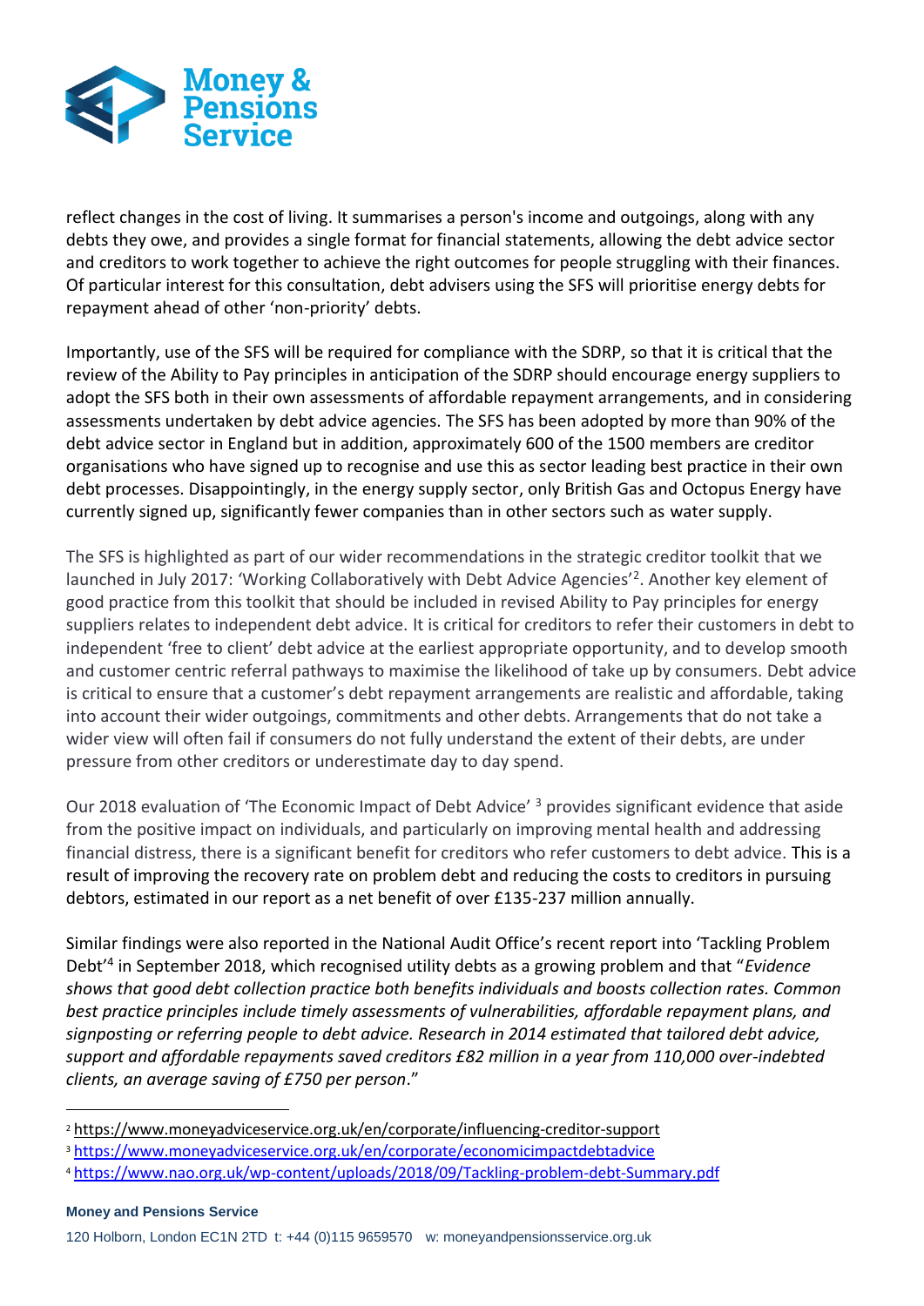reflect changes in the cost of living. It summarises a person's income and outgoings, along with any debts they owe, and provides a single format for financial statements, allowing the debt advice sector and creditors to work together to achieve the right outcomes for people struggling with their finances. Of particular interest for this consultation, debt advisers using the SFS will prioritise energy debts for repayment ahead of other 'non-priority' debts.

Importantly, use of the SFS will be required for compliance with the SDRP, so that it is critical that the review of the Ability to Pay principles in anticipation of the SDRP should encourage energy suppliers to adopt the SFS both in their own assessments of affordable repayment arrangements, and in considering assessments undertaken by debt advice agencies. The SFS has been adopted by more than 90% of the debt advice sector in England but in addition, approximately 600 of the 1500 members are creditor organisations who have signed up to recognise and use this as sector leading best practice in their own debt processes. Disappointingly, in the energy supply sector, only British Gas and Octopus Energy have currently signed up, significantly fewer companies than in other sectors such as water supply.

The SFS is highlighted as part of our wider recommendations in the strategic creditor toolkit that we launched in July 2017: 'Working Collaboratively with Debt Advice Agencies'[2]. Another key element of good practice from this toolkit that should be included in revised Ability to Pay principles for energy suppliers relates to independent debt advice. It is critical for creditors to refer their customers in debt to independent 'free to client' debt advice at the earliest appropriate opportunity, and to develop smooth and customer centric referral pathways to maximise the likelihood of take up by consumers. Debt advice is critical to ensure that a customer's debt repayment arrangements are realistic and affordable, taking into account their wider outgoings, commitments and other debts. Arrangements that do not take a wider view will often fail if consumers do not fully understand the extent of their debts, are under pressure from other creditors or underestimate day to day spend.

Our 2018 evaluation of 'The Economic Impact of Debt Advice' [3] provides significant evidence that aside from the positive impact on individuals, and particularly on improving mental health and addressing financial distress, there is a significant benefit for creditors who refer customers to debt advice. This is a result of improving the recovery rate on problem debt and reducing the costs to creditors in pursuing debtors, estimated in our report as a net benefit of over £135-237 million annually.

Similar findings were also reported in the National Audit Office's recent report into 'Tackling Problem Debt'[4] in September 2018, which recognised utility debts as a growing problem and that "*Evidence shows that good debt collection practice both benefits individuals and boosts collection rates. Common best practice principles include timely assessments of vulnerabilities, affordable repayment plans, and signposting or referring people to debt advice. Research in 2014 estimated that tailored debt advice, support and affordable repayments saved creditors £82 million in a year from 110,000 over-indebted clients, an average saving of £750 per person*."

[2] https://www.moneyadviceservice.org.uk/en/corporate/influencing-creditor-support

[3] https://www.moneyadviceservice.org.uk/en/corporate/economicimpactdebtadvice

[4] https://www.nao.org.uk/wp-content/uploads/2018/09/Tackling-problem-debt-Summary.pdf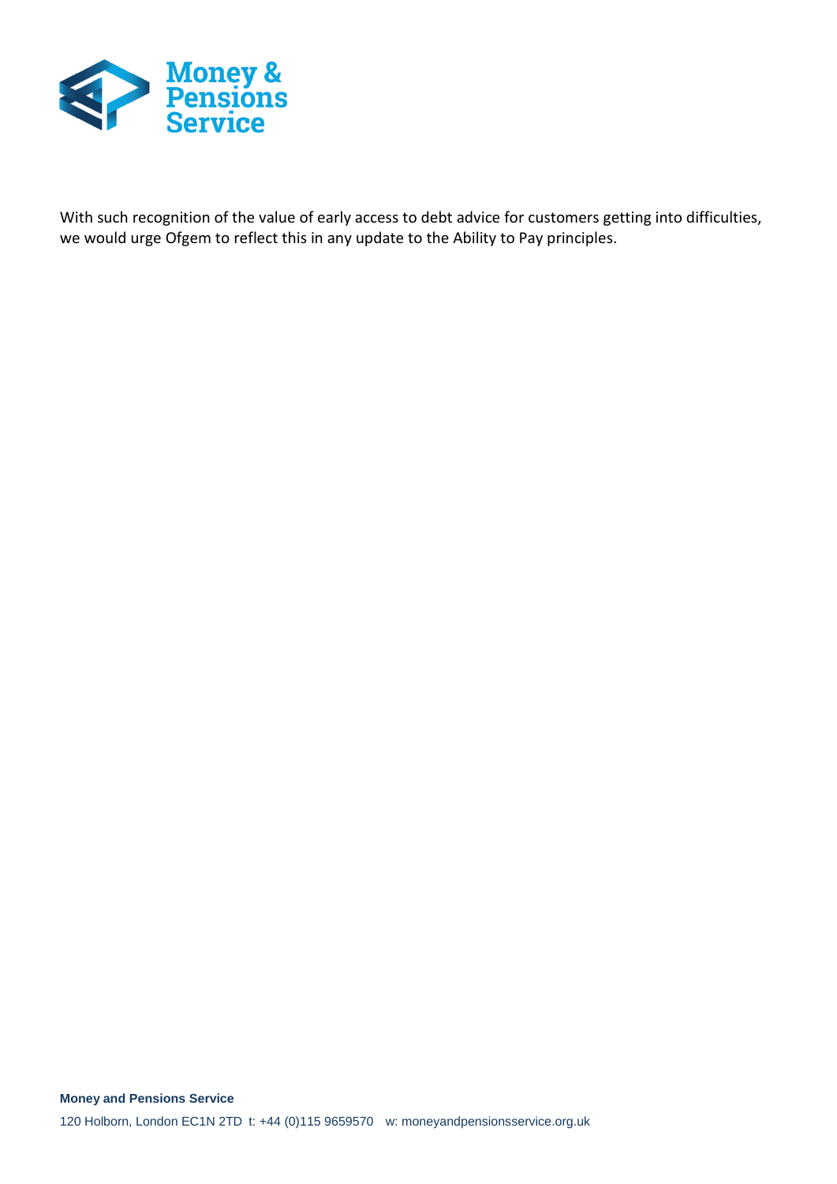With such recognition of the value of early access to debt advice for customers getting into difficulties, we would urge Ofgem to reflect this in any update to the Ability to Pay principles.